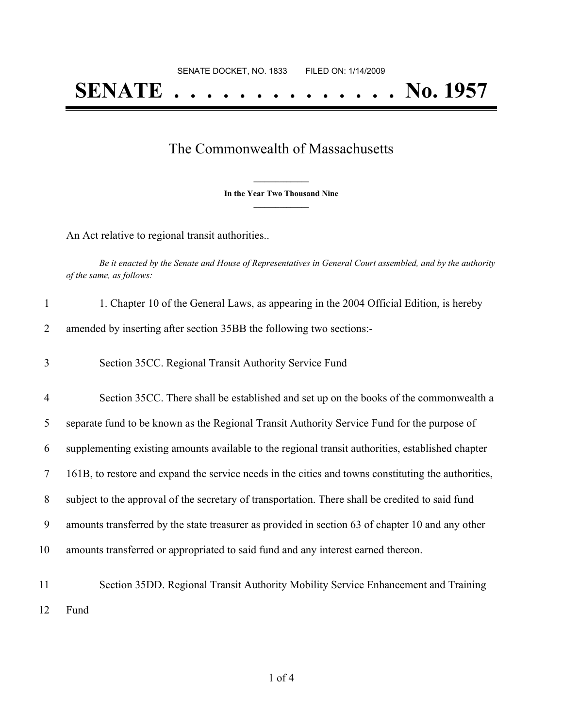SENATE DOCKET, NO. 1833        FILED ON: 1/14/2009

# SENATE . . . . . . . . . . . . . . No. 1957

## The Commonwealth of Massachusetts

**In the Year Two Thousand Nine**

An Act relative to regional transit authorities..

*Be it enacted by the Senate and House of Representatives in General Court assembled, and by the authority of the same, as follows:*

1. Chapter 10 of the General Laws, as appearing in the 2004 Official Edition, is hereby amended by inserting after section 35BB the following two sections:-

Section 35CC. Regional Transit Authority Service Fund

Section 35CC. There shall be established and set up on the books of the commonwealth a separate fund to be known as the Regional Transit Authority Service Fund for the purpose of supplementing existing amounts available to the regional transit authorities, established chapter 161B, to restore and expand the service needs in the cities and towns constituting the authorities, subject to the approval of the secretary of transportation. There shall be credited to said fund amounts transferred by the state treasurer as provided in section 63 of chapter 10 and any other amounts transferred or appropriated to said fund and any interest earned thereon.

Section 35DD. Regional Transit Authority Mobility Service Enhancement and Training Fund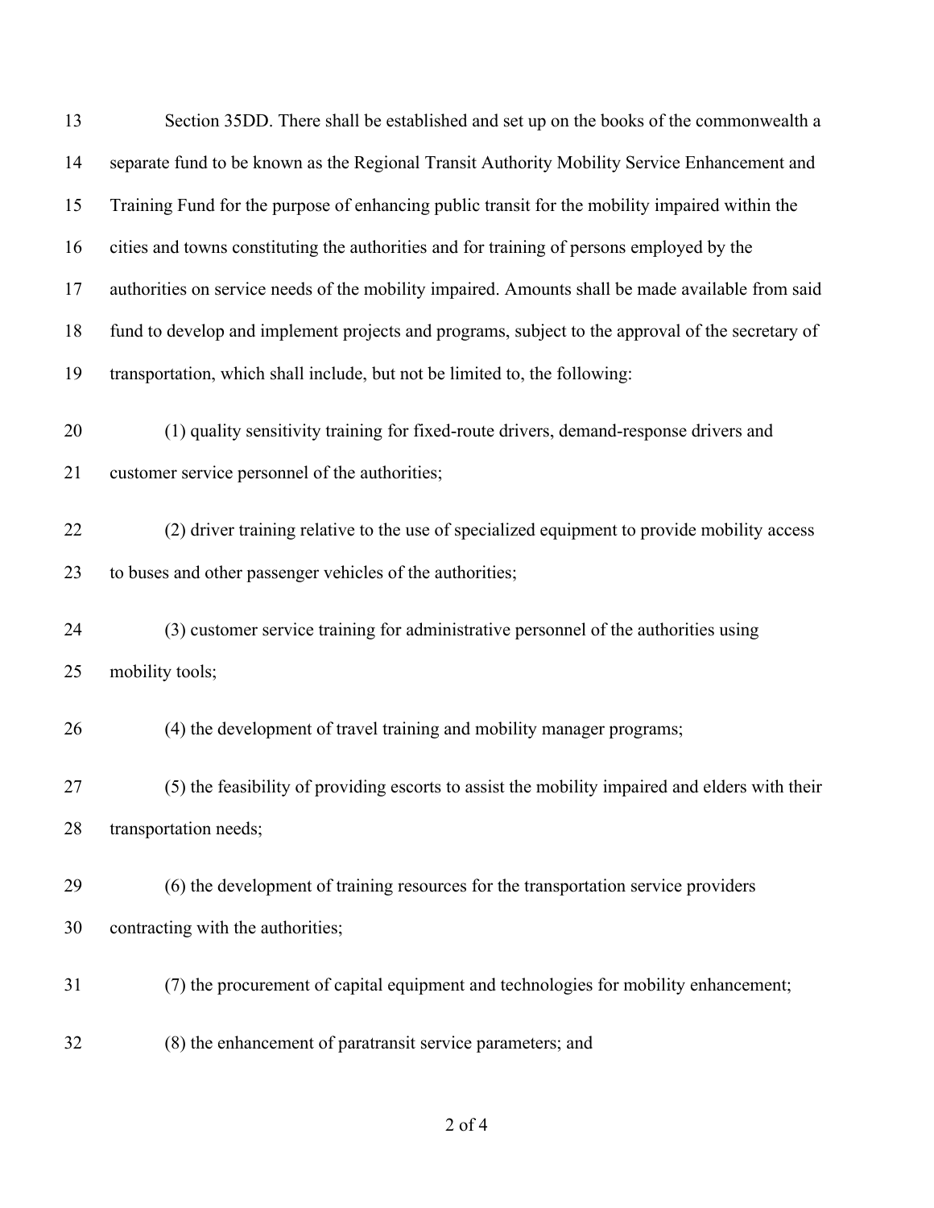Section 35DD. There shall be established and set up on the books of the commonwealth a separate fund to be known as the Regional Transit Authority Mobility Service Enhancement and Training Fund for the purpose of enhancing public transit for the mobility impaired within the cities and towns constituting the authorities and for training of persons employed by the authorities on service needs of the mobility impaired. Amounts shall be made available from said fund to develop and implement projects and programs, subject to the approval of the secretary of transportation, which shall include, but not be limited to, the following:

(1) quality sensitivity training for fixed-route drivers, demand-response drivers and customer service personnel of the authorities;

(2) driver training relative to the use of specialized equipment to provide mobility access to buses and other passenger vehicles of the authorities;

(3) customer service training for administrative personnel of the authorities using mobility tools;

(4) the development of travel training and mobility manager programs;

(5) the feasibility of providing escorts to assist the mobility impaired and elders with their transportation needs;

(6) the development of training resources for the transportation service providers contracting with the authorities;

(7) the procurement of capital equipment and technologies for mobility enhancement;

(8) the enhancement of paratransit service parameters; and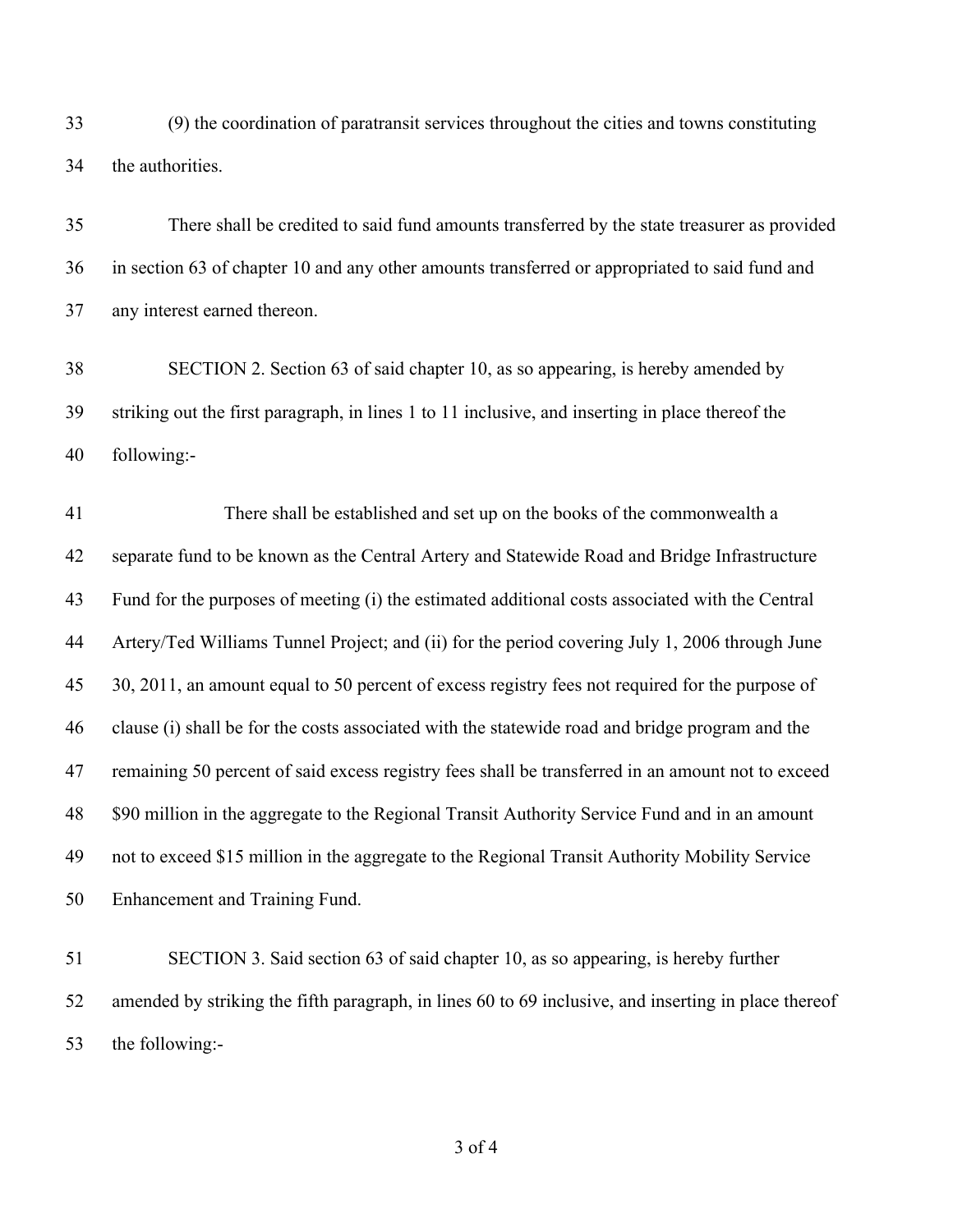(9) the coordination of paratransit services throughout the cities and towns constituting the authorities.

There shall be credited to said fund amounts transferred by the state treasurer as provided in section 63 of chapter 10 and any other amounts transferred or appropriated to said fund and any interest earned thereon.

SECTION 2. Section 63 of said chapter 10, as so appearing, is hereby amended by striking out the first paragraph, in lines 1 to 11 inclusive, and inserting in place thereof the following:-

There shall be established and set up on the books of the commonwealth a separate fund to be known as the Central Artery and Statewide Road and Bridge Infrastructure Fund for the purposes of meeting (i) the estimated additional costs associated with the Central Artery/Ted Williams Tunnel Project; and (ii) for the period covering July 1, 2006 through June 30, 2011, an amount equal to 50 percent of excess registry fees not required for the purpose of clause (i) shall be for the costs associated with the statewide road and bridge program and the remaining 50 percent of said excess registry fees shall be transferred in an amount not to exceed $90 million in the aggregate to the Regional Transit Authority Service Fund and in an amount not to exceed $15 million in the aggregate to the Regional Transit Authority Mobility Service Enhancement and Training Fund.

SECTION 3. Said section 63 of said chapter 10, as so appearing, is hereby further amended by striking the fifth paragraph, in lines 60 to 69 inclusive, and inserting in place thereof the following:-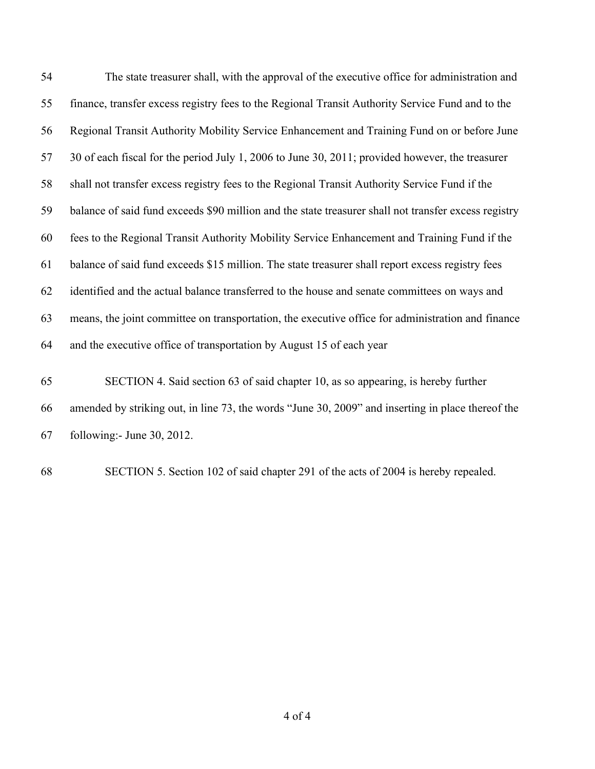The state treasurer shall, with the approval of the executive office for administration and finance, transfer excess registry fees to the Regional Transit Authority Service Fund and to the Regional Transit Authority Mobility Service Enhancement and Training Fund on or before June 30 of each fiscal for the period July 1, 2006 to June 30, 2011; provided however, the treasurer shall not transfer excess registry fees to the Regional Transit Authority Service Fund if the balance of said fund exceeds $90 million and the state treasurer shall not transfer excess registry fees to the Regional Transit Authority Mobility Service Enhancement and Training Fund if the balance of said fund exceeds $15 million. The state treasurer shall report excess registry fees identified and the actual balance transferred to the house and senate committees on ways and means, the joint committee on transportation, the executive office for administration and finance and the executive office of transportation by August 15 of each year

SECTION 4. Said section 63 of said chapter 10, as so appearing, is hereby further amended by striking out, in line 73, the words "June 30, 2009" and inserting in place thereof the following:- June 30, 2012.

SECTION 5. Section 102 of said chapter 291 of the acts of 2004 is hereby repealed.